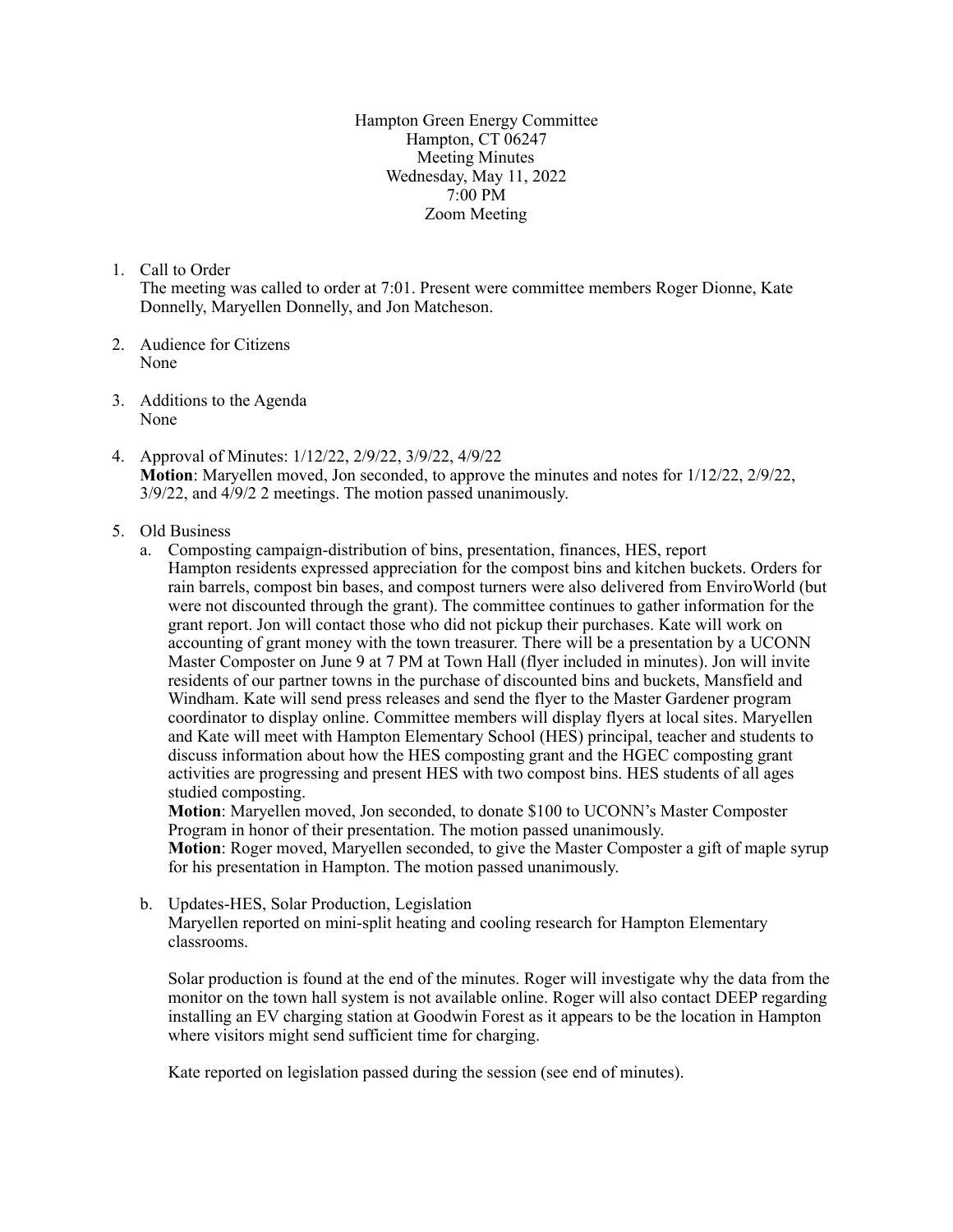Hampton Green Energy Committee
Hampton, CT 06247
Meeting Minutes
Wednesday, May 11, 2022
7:00 PM
Zoom Meeting

1. Call to Order
   The meeting was called to order at 7:01. Present were committee members Roger Dionne, Kate Donnelly, Maryellen Donnelly, and Jon Matcheson.

2. Audience for Citizens
   None

3. Additions to the Agenda
   None

4. Approval of Minutes: 1/12/22, 2/9/22, 3/9/22, 4/9/22
   **Motion**: Maryellen moved, Jon seconded, to approve the minutes and notes for 1/12/22, 2/9/22, 3/9/22, and 4/9/2 2 meetings. The motion passed unanimously.

5. Old Business
   a. Composting campaign-distribution of bins, presentation, finances, HES, report
      Hampton residents expressed appreciation for the compost bins and kitchen buckets. Orders for rain barrels, compost bin bases, and compost turners were also delivered from EnviroWorld (but were not discounted through the grant). The committee continues to gather information for the grant report. Jon will contact those who did not pickup their purchases. Kate will work on accounting of grant money with the town treasurer. There will be a presentation by a UCONN Master Composter on June 9 at 7 PM at Town Hall (flyer included in minutes). Jon will invite residents of our partner towns in the purchase of discounted bins and buckets, Mansfield and Windham. Kate will send press releases and send the flyer to the Master Gardener program coordinator to display online. Committee members will display flyers at local sites. Maryellen and Kate will meet with Hampton Elementary School (HES) principal, teacher and students to discuss information about how the HES composting grant and the HGEC composting grant activities are progressing and present HES with two compost bins. HES students of all ages studied composting.
      **Motion**: Maryellen moved, Jon seconded, to donate $100 to UCONN's Master Composter Program in honor of their presentation. The motion passed unanimously.
      **Motion**: Roger moved, Maryellen seconded, to give the Master Composter a gift of maple syrup for his presentation in Hampton. The motion passed unanimously.

   b. Updates-HES, Solar Production, Legislation
      Maryellen reported on mini-split heating and cooling research for Hampton Elementary classrooms.

      Solar production is found at the end of the minutes. Roger will investigate why the data from the monitor on the town hall system is not available online. Roger will also contact DEEP regarding installing an EV charging station at Goodwin Forest as it appears to be the location in Hampton where visitors might send sufficient time for charging.

      Kate reported on legislation passed during the session (see end of minutes).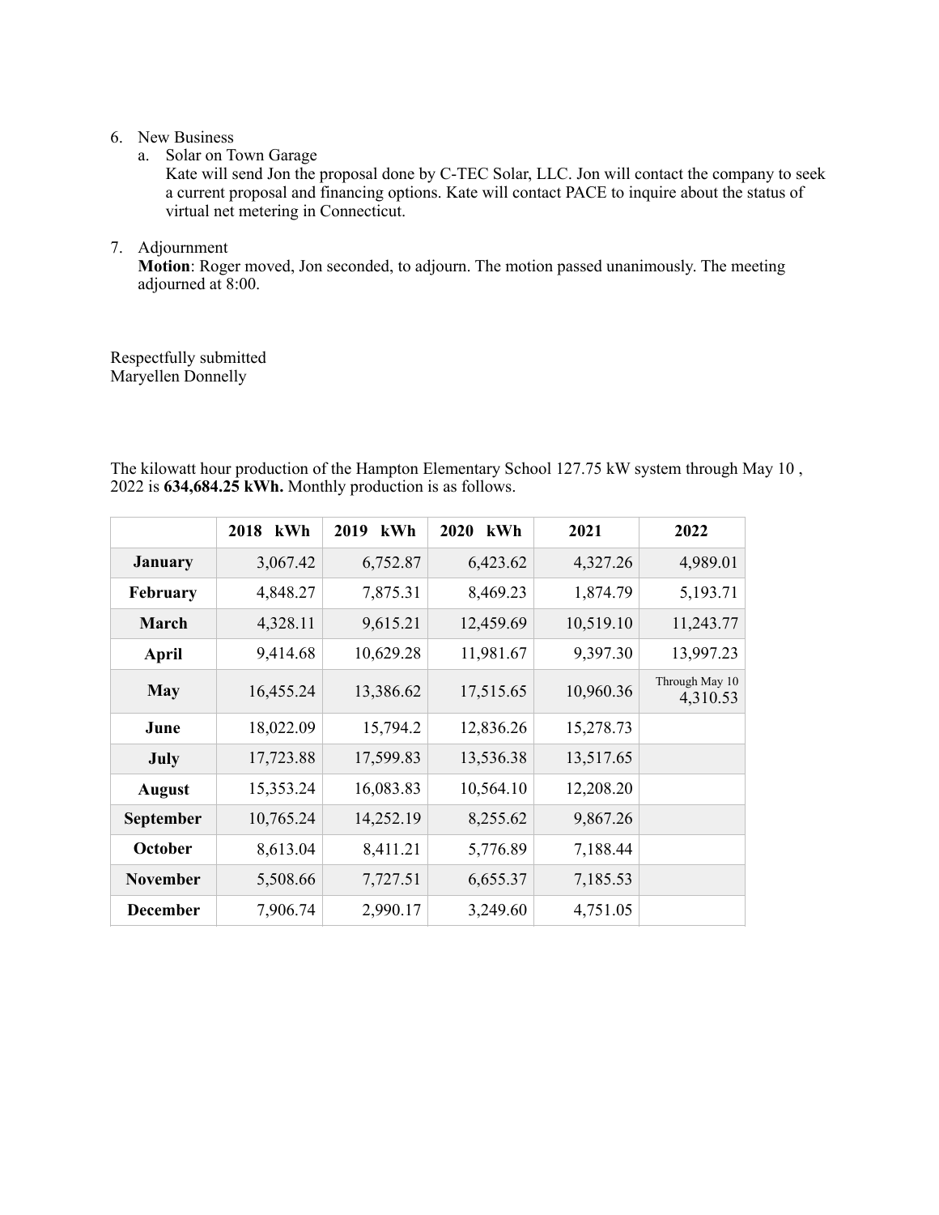6. New Business
   a. Solar on Town Garage
      Kate will send Jon the proposal done by C-TEC Solar, LLC. Jon will contact the company to seek a current proposal and financing options. Kate will contact PACE to inquire about the status of virtual net metering in Connecticut.

7. Adjournment
   **Motion**: Roger moved, Jon seconded, to adjourn. The motion passed unanimously. The meeting adjourned at 8:00.

Respectfully submitted
Maryellen Donnelly

The kilowatt hour production of the Hampton Elementary School 127.75 kW system through May 10 , 2022 is **634,684.25 kWh.** Monthly production is as follows.

| | 2018 kWh | 2019 kWh | 2020 kWh | 2021 | 2022 |
|---|---|---|---|---|---|
| **January** | 3,067.42 | 6,752.87 | 6,423.62 | 4,327.26 | 4,989.01 |
| **February** | 4,848.27 | 7,875.31 | 8,469.23 | 1,874.79 | 5,193.71 |
| **March** | 4,328.11 | 9,615.21 | 12,459.69 | 10,519.10 | 11,243.77 |
| **April** | 9,414.68 | 10,629.28 | 11,981.67 | 9,397.30 | 13,997.23 |
| **May** | 16,455.24 | 13,386.62 | 17,515.65 | 10,960.36 | Through May 10 4,310.53 |
| **June** | 18,022.09 | 15,794.2 | 12,836.26 | 15,278.73 | |
| **July** | 17,723.88 | 17,599.83 | 13,536.38 | 13,517.65 | |
| **August** | 15,353.24 | 16,083.83 | 10,564.10 | 12,208.20 | |
| **September** | 10,765.24 | 14,252.19 | 8,255.62 | 9,867.26 | |
| **October** | 8,613.04 | 8,411.21 | 5,776.89 | 7,188.44 | |
| **November** | 5,508.66 | 7,727.51 | 6,655.37 | 7,185.53 | |
| **December** | 7,906.74 | 2,990.17 | 3,249.60 | 4,751.05 | |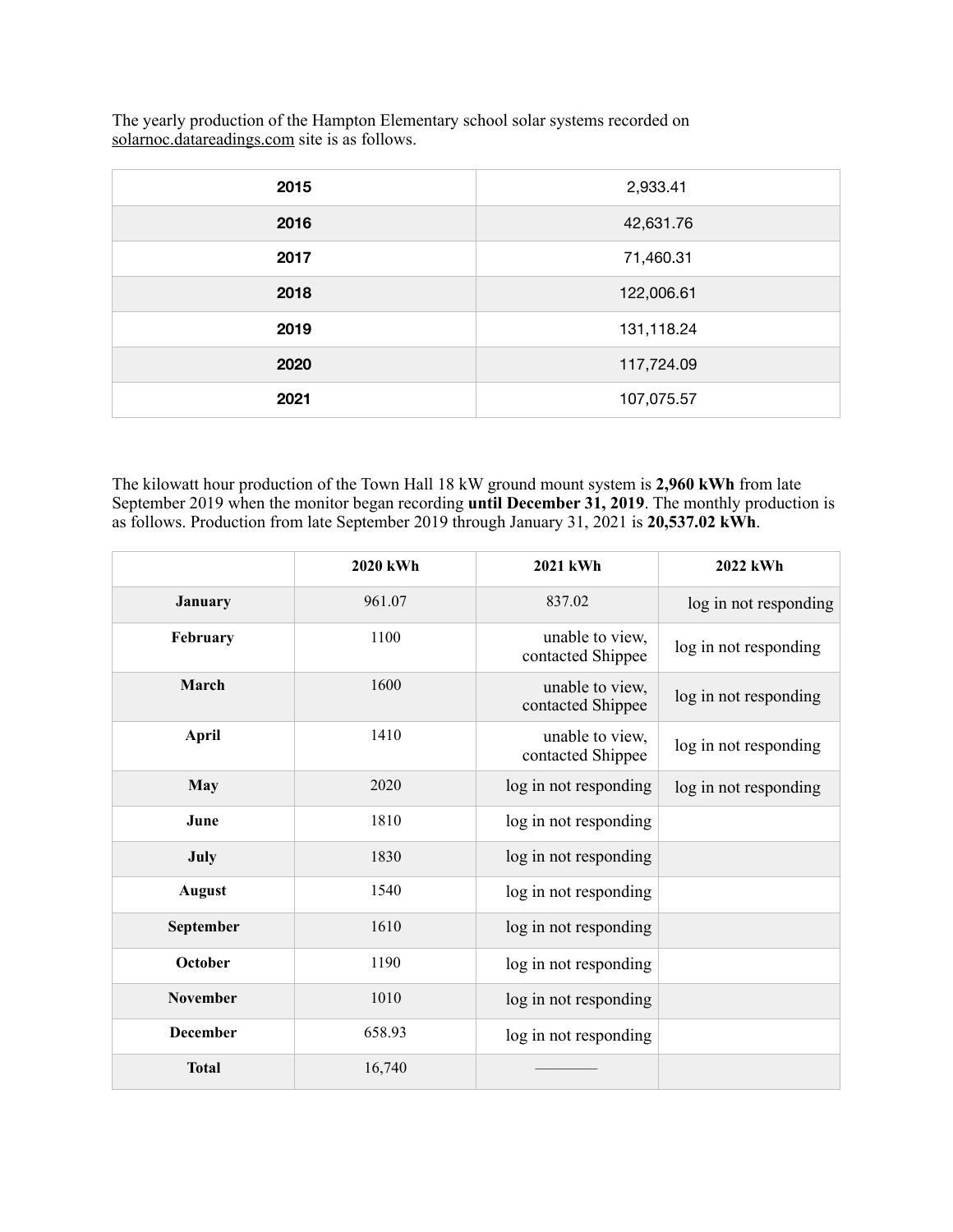The yearly production of the Hampton Elementary school solar systems recorded on solarnoc.datareadings.com site is as follows.

| | |
|---|---|
| **2015** | 2,933.41 |
| **2016** | 42,631.76 |
| **2017** | 71,460.31 |
| **2018** | 122,006.61 |
| **2019** | 131,118.24 |
| **2020** | 117,724.09 |
| **2021** | 107,075.57 |

The kilowatt hour production of the Town Hall 18 kW ground mount system is **2,960 kWh** from late September 2019 when the monitor began recording **until December 31, 2019**. The monthly production is as follows. Production from late September 2019 through January 31, 2021 is **20,537.02 kWh**.

| | 2020 kWh | 2021 kWh | 2022 kWh |
|---|---|---|---|
| **January** | 961.07 | 837.02 | log in not responding |
| **February** | 1100 | unable to view, contacted Shippee | log in not responding |
| **March** | 1600 | unable to view, contacted Shippee | log in not responding |
| **April** | 1410 | unable to view, contacted Shippee | log in not responding |
| **May** | 2020 | log in not responding | log in not responding |
| **June** | 1810 | log in not responding | |
| **July** | 1830 | log in not responding | |
| **August** | 1540 | log in not responding | |
| **September** | 1610 | log in not responding | |
| **October** | 1190 | log in not responding | |
| **November** | 1010 | log in not responding | |
| **December** | 658.93 | log in not responding | |
| **Total** | 16,740 | ———— | |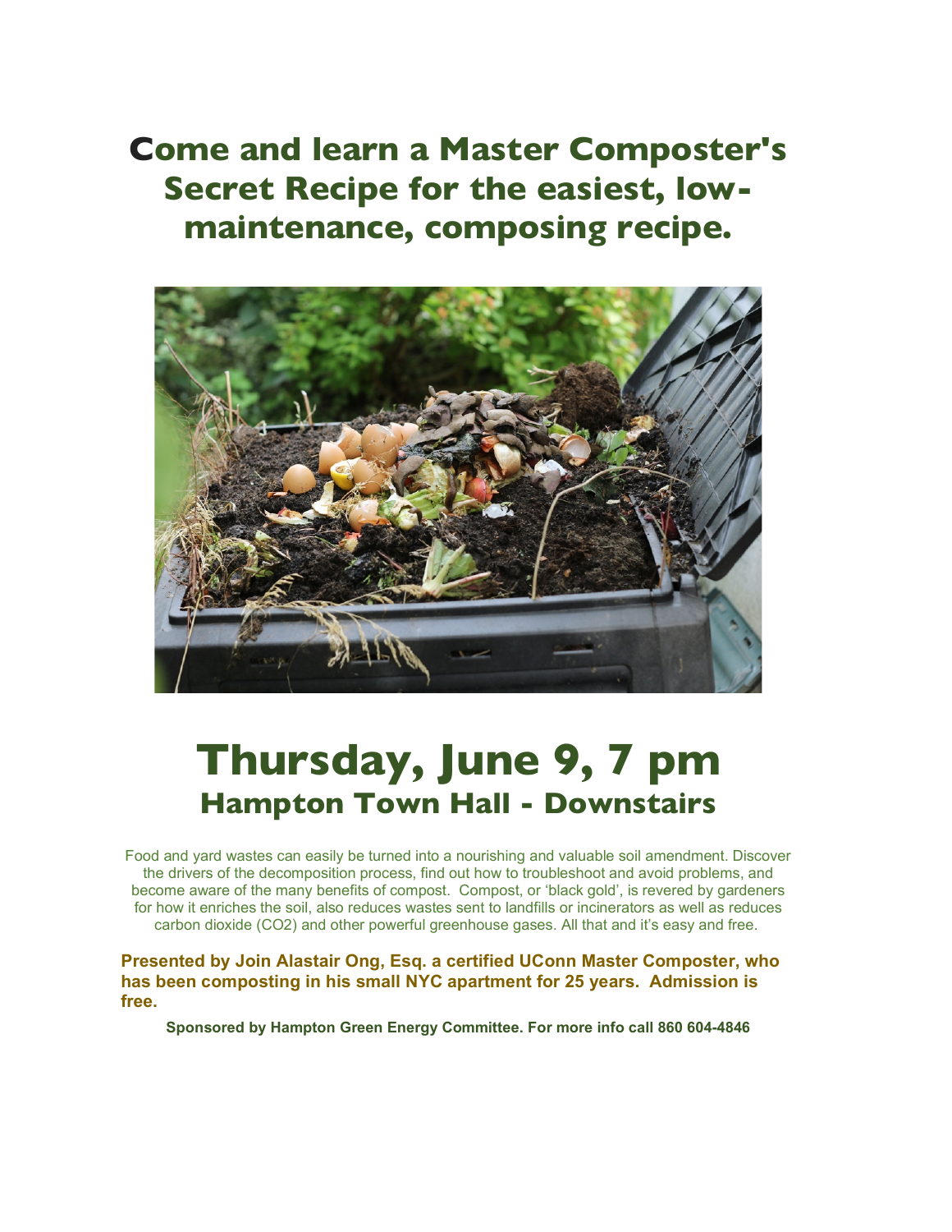# Come and learn a Master Composter's Secret Recipe for the easiest, low-maintenance, composing recipe.

# Thursday, June 9, 7 pm

## Hampton Town Hall - Downstairs

Food and yard wastes can easily be turned into a nourishing and valuable soil amendment. Discover the drivers of the decomposition process, find out how to troubleshoot and avoid problems, and become aware of the many benefits of compost. Compost, or 'black gold', is revered by gardeners for how it enriches the soil, also reduces wastes sent to landfills or incinerators as well as reduces carbon dioxide ($CO_2$) and other powerful greenhouse gases. All that and it's easy and free.

**Presented by Join Alastair Ong, Esq. a certified UConn Master Composter, who has been composting in his small NYC apartment for 25 years. Admission is free.**

**Sponsored by Hampton Green Energy Committee. For more info call 860 604-4846**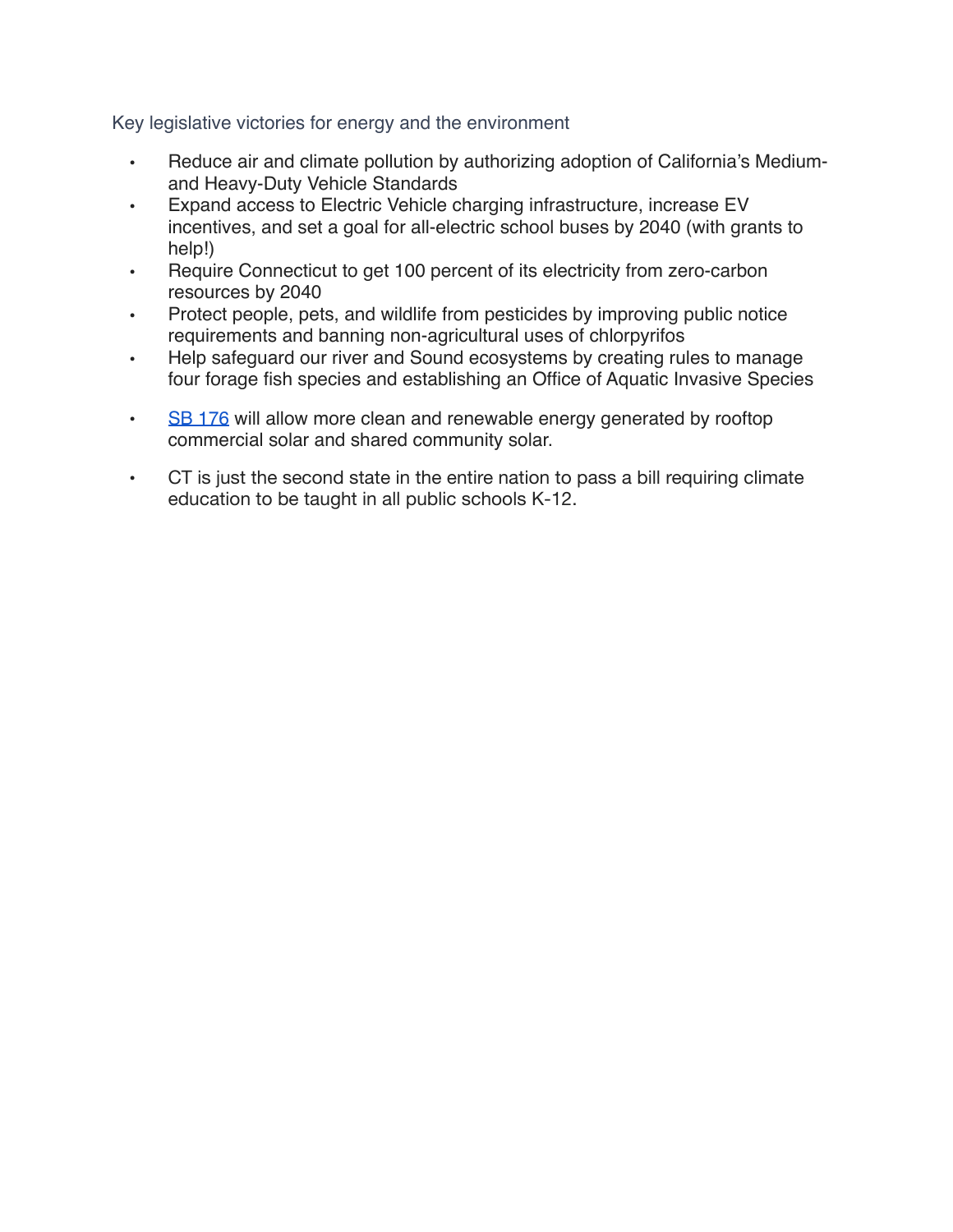Key legislative victories for energy and the environment

- Reduce air and climate pollution by authorizing adoption of California's Medium- and Heavy-Duty Vehicle Standards
- Expand access to Electric Vehicle charging infrastructure, increase EV incentives, and set a goal for all-electric school buses by 2040 (with grants to help!)
- Require Connecticut to get 100 percent of its electricity from zero-carbon resources by 2040
- Protect people, pets, and wildlife from pesticides by improving public notice requirements and banning non-agricultural uses of chlorpyrifos
- Help safeguard our river and Sound ecosystems by creating rules to manage four forage fish species and establishing an Office of Aquatic Invasive Species
- SB 176 will allow more clean and renewable energy generated by rooftop commercial solar and shared community solar.
- CT is just the second state in the entire nation to pass a bill requiring climate education to be taught in all public schools K-12.